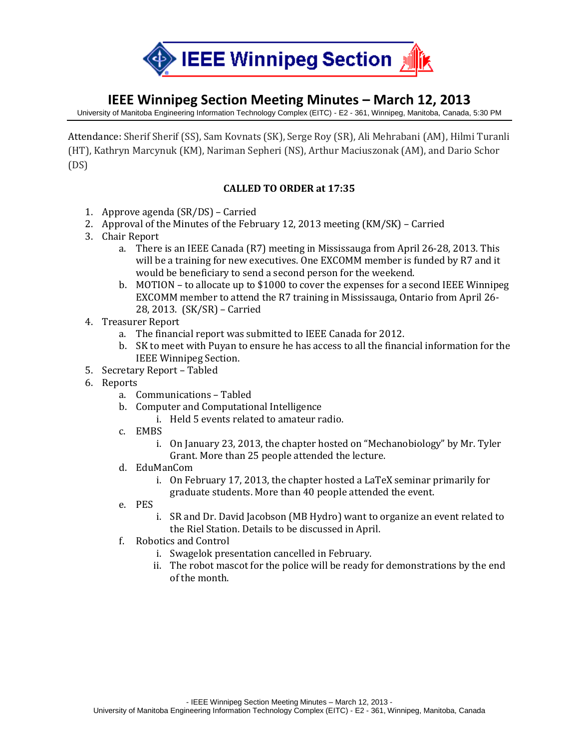# IEEE Winnipeg Section

## IEEE Winnipeg Section Meeting Minutes – March 12, 2013

University of Manitoba Engineering Information Technology Complex (EITC) - E2 - 361, Winnipeg, Manitoba, Canada, 5:30 PM

Attendance: Sherif Sherif (SS), Sam Kovnats (SK), Serge Roy (SR), Ali Mehrabani (AM), Hilmi Turanli (HT), Kathryn Marcynuk (KM), Nariman Sepheri (NS), Arthur Maciuszonak (AM), and Dario Schor (DS)

**CALLED TO ORDER at 17:35**

1. Approve agenda (SR/DS) – Carried
2. Approval of the Minutes of the February 12, 2013 meeting (KM/SK) – Carried
3. Chair Report
   a. There is an IEEE Canada (R7) meeting in Mississauga from April 26-28, 2013. This will be a training for new executives. One EXCOMM member is funded by R7 and it would be beneficiary to send a second person for the weekend.
   b. MOTION – to allocate up to $1000 to cover the expenses for a second IEEE Winnipeg EXCOMM member to attend the R7 training in Mississauga, Ontario from April 26-28, 2013. (SK/SR) – Carried
4. Treasurer Report
   a. The financial report was submitted to IEEE Canada for 2012.
   b. SK to meet with Puyan to ensure he has access to all the financial information for the IEEE Winnipeg Section.
5. Secretary Report – Tabled
6. Reports
   a. Communications – Tabled
   b. Computer and Computational Intelligence
      i. Held 5 events related to amateur radio.
   c. EMBS
      i. On January 23, 2013, the chapter hosted on "Mechanobiology" by Mr. Tyler Grant. More than 25 people attended the lecture.
   d. EduManCom
      i. On February 17, 2013, the chapter hosted a LaTeX seminar primarily for graduate students. More than 40 people attended the event.
   e. PES
      i. SR and Dr. David Jacobson (MB Hydro) want to organize an event related to the Riel Station. Details to be discussed in April.
   f. Robotics and Control
      i. Swagelok presentation cancelled in February.
      ii. The robot mascot for the police will be ready for demonstrations by the end of the month.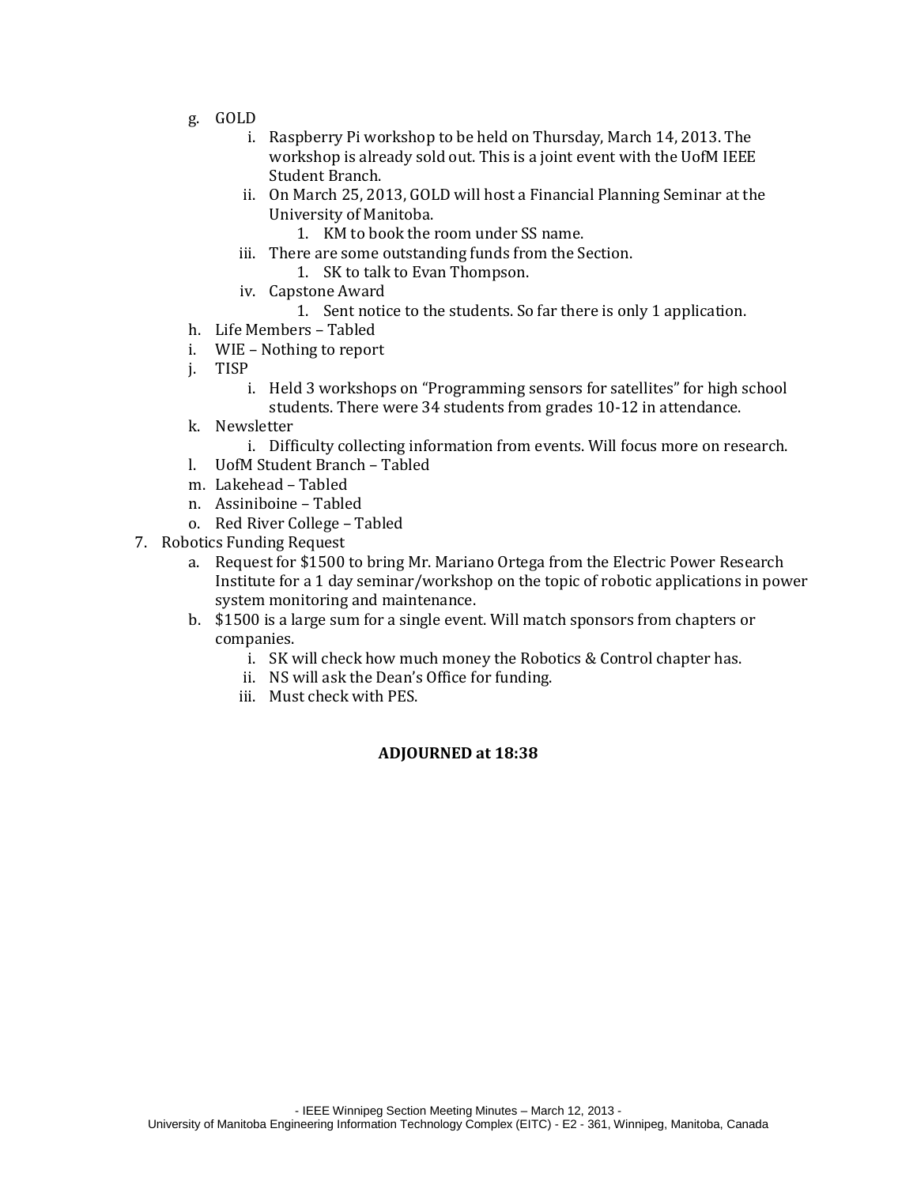g. GOLD
    i. Raspberry Pi workshop to be held on Thursday, March 14, 2013. The workshop is already sold out. This is a joint event with the UofM IEEE Student Branch.
    ii. On March 25, 2013, GOLD will host a Financial Planning Seminar at the University of Manitoba.
        1. KM to book the room under SS name.
    iii. There are some outstanding funds from the Section.
        1. SK to talk to Evan Thompson.
    iv. Capstone Award
        1. Sent notice to the students. So far there is only 1 application.

h. Life Members – Tabled

i. WIE – Nothing to report

j. TISP
    i. Held 3 workshops on "Programming sensors for satellites" for high school students. There were 34 students from grades 10-12 in attendance.

k. Newsletter
    i. Difficulty collecting information from events. Will focus more on research.

l. UofM Student Branch – Tabled

m. Lakehead – Tabled

n. Assiniboine – Tabled

o. Red River College – Tabled

7. Robotics Funding Request
    a. Request for $1500 to bring Mr. Mariano Ortega from the Electric Power Research Institute for a 1 day seminar/workshop on the topic of robotic applications in power system monitoring and maintenance.
    b. $1500 is a large sum for a single event. Will match sponsors from chapters or companies.
        i. SK will check how much money the Robotics & Control chapter has.
        ii. NS will ask the Dean's Office for funding.
        iii. Must check with PES.

**ADJOURNED at 18:38**